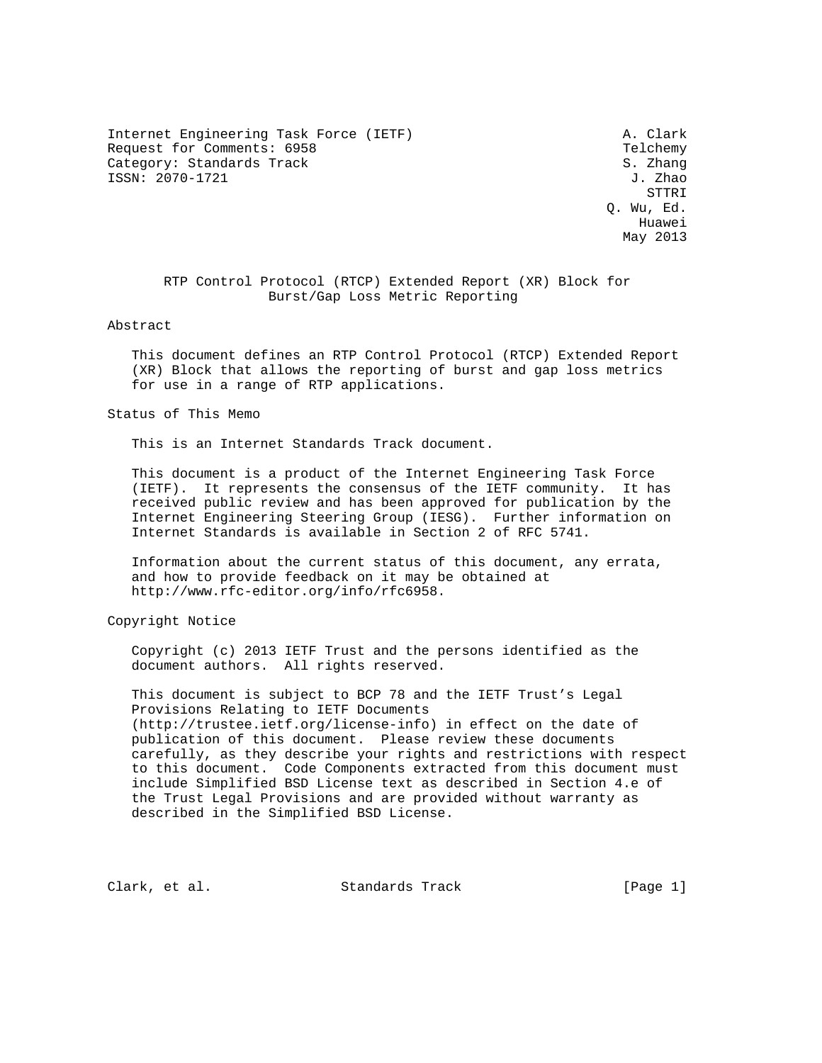Internet Engineering Task Force (IETF) A. Clark
Request for Comments: 6958 Telchemy
Category: Standards Track S. Zhang
ISSN: 2070-1721 J. Zhao
STTRI
Q. Wu, Ed.
Huawei
May 2013

# RTP Control Protocol (RTCP) Extended Report (XR) Block for Burst/Gap Loss Metric Reporting

## Abstract

This document defines an RTP Control Protocol (RTCP) Extended Report (XR) Block that allows the reporting of burst and gap loss metrics for use in a range of RTP applications.

## Status of This Memo

This is an Internet Standards Track document.

This document is a product of the Internet Engineering Task Force (IETF). It represents the consensus of the IETF community. It has received public review and has been approved for publication by the Internet Engineering Steering Group (IESG). Further information on Internet Standards is available in Section 2 of RFC 5741.

Information about the current status of this document, any errata, and how to provide feedback on it may be obtained at http://www.rfc-editor.org/info/rfc6958.

## Copyright Notice

Copyright (c) 2013 IETF Trust and the persons identified as the document authors. All rights reserved.

This document is subject to BCP 78 and the IETF Trust's Legal Provisions Relating to IETF Documents (http://trustee.ietf.org/license-info) in effect on the date of publication of this document. Please review these documents carefully, as they describe your rights and restrictions with respect to this document. Code Components extracted from this document must include Simplified BSD License text as described in Section 4.e of the Trust Legal Provisions and are provided without warranty as described in the Simplified BSD License.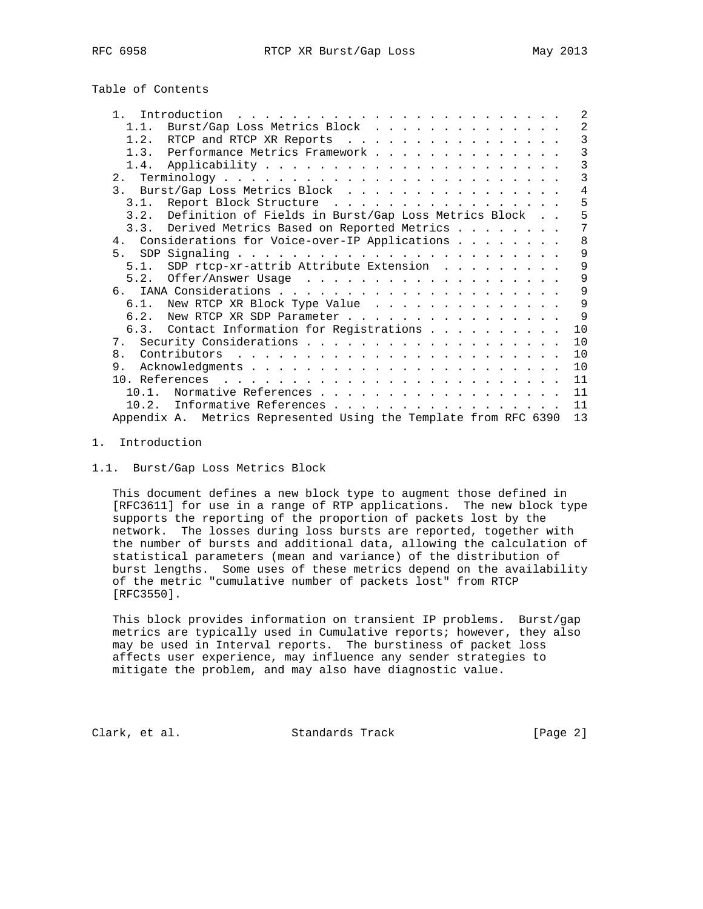Table of Contents

```
   1.  Introduction . . . . . . . . . . . . . . . . . . . . . . . . .   2
     1.1.  Burst/Gap Loss Metrics Block . . . . . . . . . . . . . . .   2
     1.2.  RTCP and RTCP XR Reports . . . . . . . . . . . . . . . . .   3
     1.3.  Performance Metrics Framework . . . . . . . . . . . . . . .   3
     1.4.  Applicability . . . . . . . . . . . . . . . . . . . . . . .   3
   2.  Terminology . . . . . . . . . . . . . . . . . . . . . . . . . .   3
   3.  Burst/Gap Loss Metrics Block . . . . . . . . . . . . . . . . .   4
     3.1.  Report Block Structure . . . . . . . . . . . . . . . . . .   5
     3.2.  Definition of Fields in Burst/Gap Loss Metrics Block . . .   5
     3.3.  Derived Metrics Based on Reported Metrics . . . . . . . . .   7
   4.  Considerations for Voice-over-IP Applications . . . . . . . . .   8
   5.  SDP Signaling . . . . . . . . . . . . . . . . . . . . . . . . .   9
     5.1.  SDP rtcp-xr-attrib Attribute Extension . . . . . . . . . .   9
     5.2.  Offer/Answer Usage . . . . . . . . . . . . . . . . . . . .   9
   6.  IANA Considerations . . . . . . . . . . . . . . . . . . . . . .   9
     6.1.  New RTCP XR Block Type Value . . . . . . . . . . . . . . .   9
     6.2.  New RTCP XR SDP Parameter . . . . . . . . . . . . . . . . .   9
     6.3.  Contact Information for Registrations . . . . . . . . . .  10
   7.  Security Considerations . . . . . . . . . . . . . . . . . . . .  10
   8.  Contributors . . . . . . . . . . . . . . . . . . . . . . . . .  10
   9.  Acknowledgments . . . . . . . . . . . . . . . . . . . . . . . .  10
   10. References . . . . . . . . . . . . . . . . . . . . . . . . . .  11
     10.1.  Normative References . . . . . . . . . . . . . . . . . . .  11
     10.2.  Informative References . . . . . . . . . . . . . . . . . .  11
   Appendix A.  Metrics Represented Using the Template from RFC 6390   13
```

# 1. Introduction

## 1.1. Burst/Gap Loss Metrics Block

This document defines a new block type to augment those defined in [RFC3611] for use in a range of RTP applications. The new block type supports the reporting of the proportion of packets lost by the network. The losses during loss bursts are reported, together with the number of bursts and additional data, allowing the calculation of statistical parameters (mean and variance) of the distribution of burst lengths. Some uses of these metrics depend on the availability of the metric "cumulative number of packets lost" from RTCP [RFC3550].

This block provides information on transient IP problems. Burst/gap metrics are typically used in Cumulative reports; however, they also may be used in Interval reports. The burstiness of packet loss affects user experience, may influence any sender strategies to mitigate the problem, and may also have diagnostic value.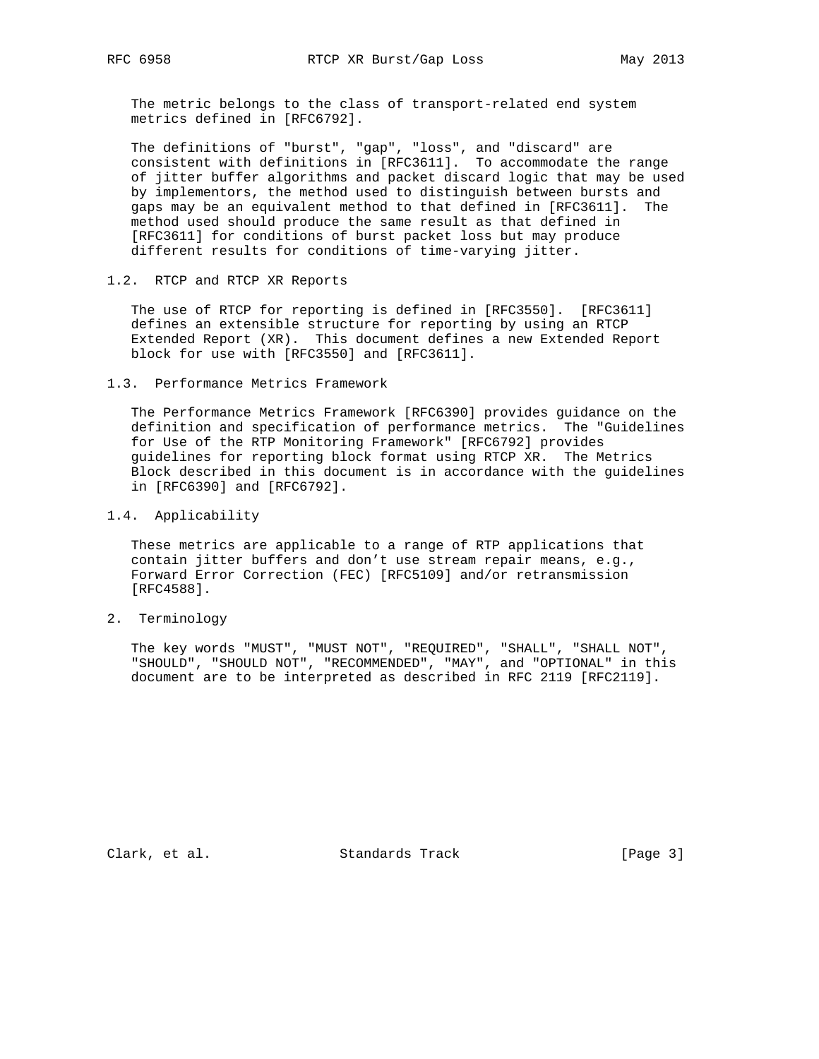The metric belongs to the class of transport-related end system metrics defined in [RFC6792].

The definitions of "burst", "gap", "loss", and "discard" are consistent with definitions in [RFC3611]. To accommodate the range of jitter buffer algorithms and packet discard logic that may be used by implementors, the method used to distinguish between bursts and gaps may be an equivalent method to that defined in [RFC3611]. The method used should produce the same result as that defined in [RFC3611] for conditions of burst packet loss but may produce different results for conditions of time-varying jitter.

### 1.2. RTCP and RTCP XR Reports

The use of RTCP for reporting is defined in [RFC3550]. [RFC3611] defines an extensible structure for reporting by using an RTCP Extended Report (XR). This document defines a new Extended Report block for use with [RFC3550] and [RFC3611].

### 1.3. Performance Metrics Framework

The Performance Metrics Framework [RFC6390] provides guidance on the definition and specification of performance metrics. The "Guidelines for Use of the RTP Monitoring Framework" [RFC6792] provides guidelines for reporting block format using RTCP XR. The Metrics Block described in this document is in accordance with the guidelines in [RFC6390] and [RFC6792].

### 1.4. Applicability

These metrics are applicable to a range of RTP applications that contain jitter buffers and don't use stream repair means, e.g., Forward Error Correction (FEC) [RFC5109] and/or retransmission [RFC4588].

## 2. Terminology

The key words "MUST", "MUST NOT", "REQUIRED", "SHALL", "SHALL NOT", "SHOULD", "SHOULD NOT", "RECOMMENDED", "MAY", and "OPTIONAL" in this document are to be interpreted as described in RFC 2119 [RFC2119].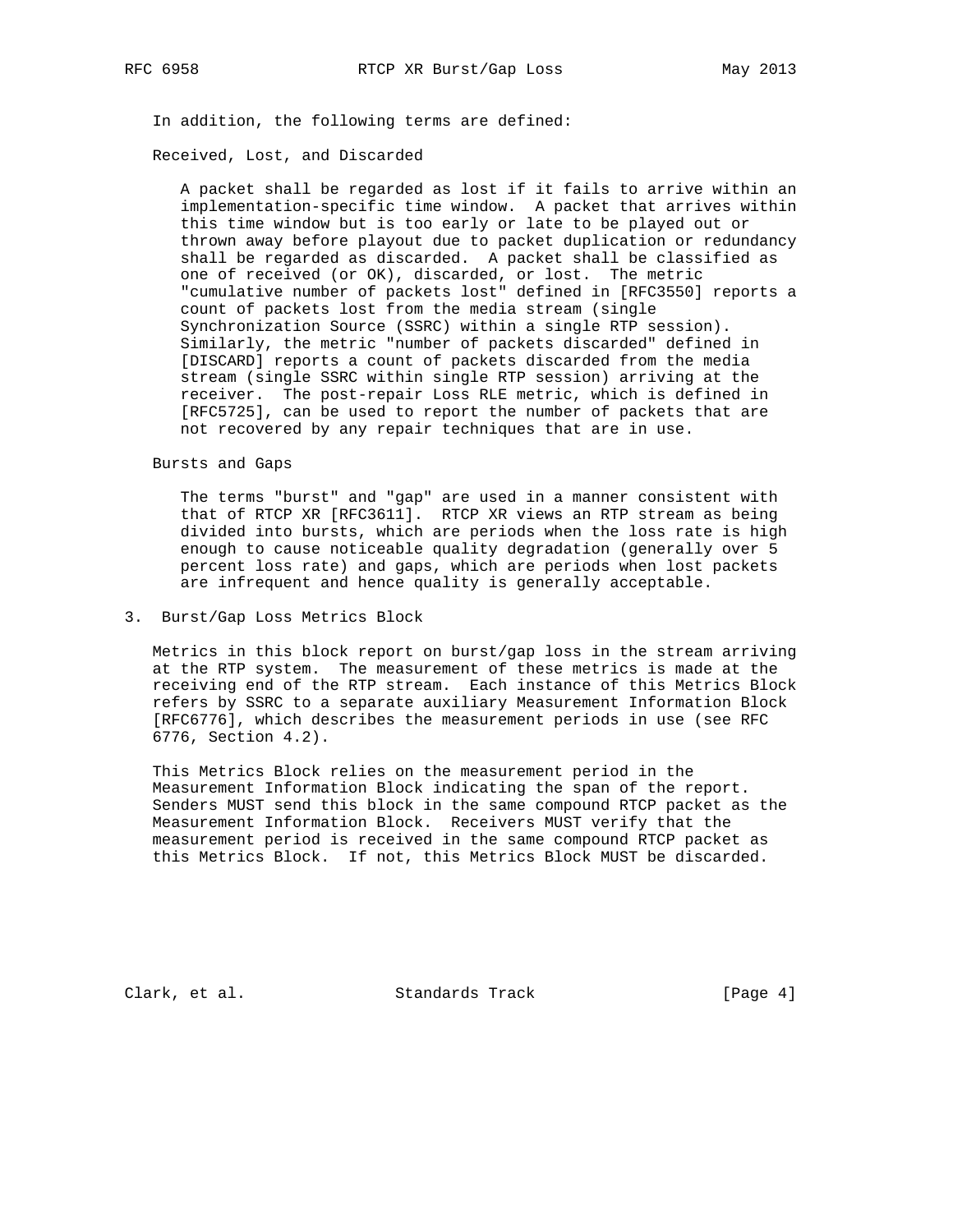In addition, the following terms are defined:

Received, Lost, and Discarded

A packet shall be regarded as lost if it fails to arrive within an implementation-specific time window. A packet that arrives within this time window but is too early or late to be played out or thrown away before playout due to packet duplication or redundancy shall be regarded as discarded. A packet shall be classified as one of received (or OK), discarded, or lost. The metric "cumulative number of packets lost" defined in [RFC3550] reports a count of packets lost from the media stream (single Synchronization Source (SSRC) within a single RTP session). Similarly, the metric "number of packets discarded" defined in [DISCARD] reports a count of packets discarded from the media stream (single SSRC within single RTP session) arriving at the receiver. The post-repair Loss RLE metric, which is defined in [RFC5725], can be used to report the number of packets that are not recovered by any repair techniques that are in use.

Bursts and Gaps

The terms "burst" and "gap" are used in a manner consistent with that of RTCP XR [RFC3611]. RTCP XR views an RTP stream as being divided into bursts, which are periods when the loss rate is high enough to cause noticeable quality degradation (generally over 5 percent loss rate) and gaps, which are periods when lost packets are infrequent and hence quality is generally acceptable.

## 3. Burst/Gap Loss Metrics Block

Metrics in this block report on burst/gap loss in the stream arriving at the RTP system. The measurement of these metrics is made at the receiving end of the RTP stream. Each instance of this Metrics Block refers by SSRC to a separate auxiliary Measurement Information Block [RFC6776], which describes the measurement periods in use (see RFC 6776, Section 4.2).

This Metrics Block relies on the measurement period in the Measurement Information Block indicating the span of the report. Senders MUST send this block in the same compound RTCP packet as the Measurement Information Block. Receivers MUST verify that the measurement period is received in the same compound RTCP packet as this Metrics Block. If not, this Metrics Block MUST be discarded.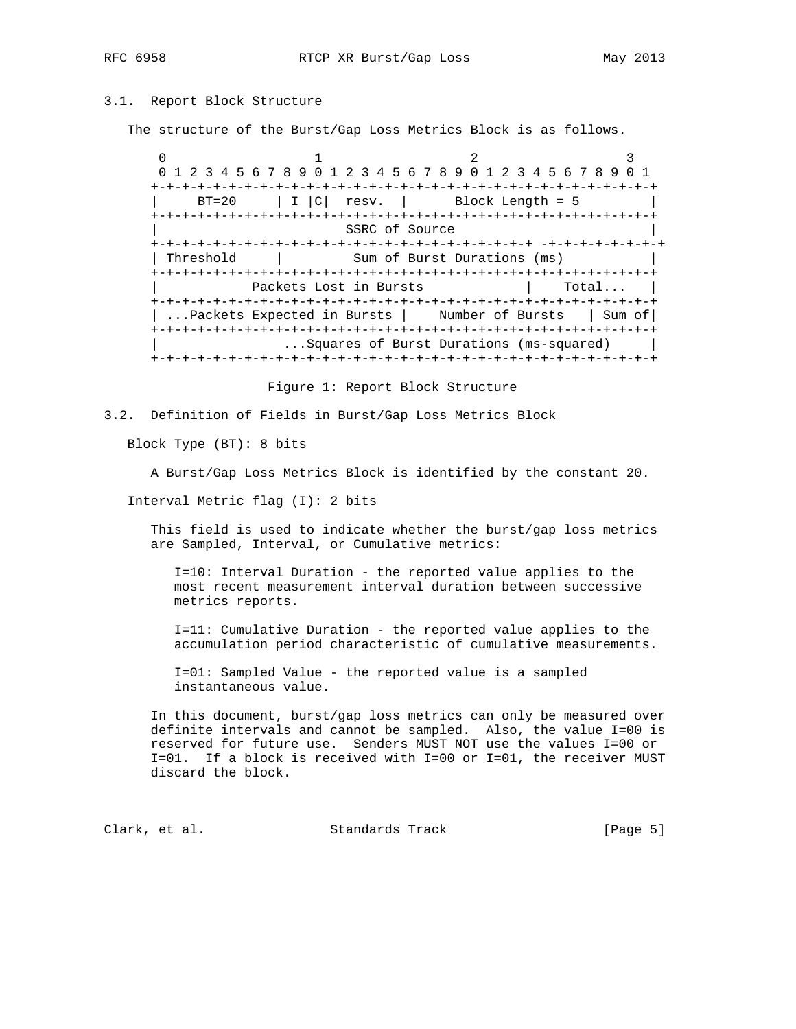### 3.1. Report Block Structure

The structure of the Burst/Gap Loss Metrics Block is as follows.

```
 0                   1                   2                   3
 0 1 2 3 4 5 6 7 8 9 0 1 2 3 4 5 6 7 8 9 0 1 2 3 4 5 6 7 8 9 0 1
+-+-+-+-+-+-+-+-+-+-+-+-+-+-+-+-+-+-+-+-+-+-+-+-+-+-+-+-+-+-+-+-+
|     BT=20     | I |C|  resv.  |      Block Length = 5         |
+-+-+-+-+-+-+-+-+-+-+-+-+-+-+-+-+-+-+-+-+-+-+-+-+-+-+-+-+-+-+-+-+
|                        SSRC of Source                         |
+-+-+-+-+-+-+-+-+-+-+-+-+-+-+-+-+-+-+-+-+-+-+-+-+ -+-+-+-+-+-+-+-+
| Threshold     |         Sum of Burst Durations (ms)           |
+-+-+-+-+-+-+-+-+-+-+-+-+-+-+-+-+-+-+-+-+-+-+-+-+-+-+-+-+-+-+-+-+
|           Packets Lost in Bursts              |    Total...   |
+-+-+-+-+-+-+-+-+-+-+-+-+-+-+-+-+-+-+-+-+-+-+-+-+-+-+-+-+-+-+-+-+
| ...Packets Expected in Bursts |    Number of Bursts   | Sum of|
+-+-+-+-+-+-+-+-+-+-+-+-+-+-+-+-+-+-+-+-+-+-+-+-+-+-+-+-+-+-+-+-+
|              ...Squares of Burst Durations (ms-squared)      |
+-+-+-+-+-+-+-+-+-+-+-+-+-+-+-+-+-+-+-+-+-+-+-+-+-+-+-+-+-+-+-+-+
```

Figure 1: Report Block Structure

### 3.2. Definition of Fields in Burst/Gap Loss Metrics Block

Block Type (BT): 8 bits

A Burst/Gap Loss Metrics Block is identified by the constant 20.

Interval Metric flag (I): 2 bits

This field is used to indicate whether the burst/gap loss metrics are Sampled, Interval, or Cumulative metrics:

I=10: Interval Duration - the reported value applies to the most recent measurement interval duration between successive metrics reports.

I=11: Cumulative Duration - the reported value applies to the accumulation period characteristic of cumulative measurements.

I=01: Sampled Value - the reported value is a sampled instantaneous value.

In this document, burst/gap loss metrics can only be measured over definite intervals and cannot be sampled. Also, the value I=00 is reserved for future use. Senders MUST NOT use the values I=00 or I=01. If a block is received with I=00 or I=01, the receiver MUST discard the block.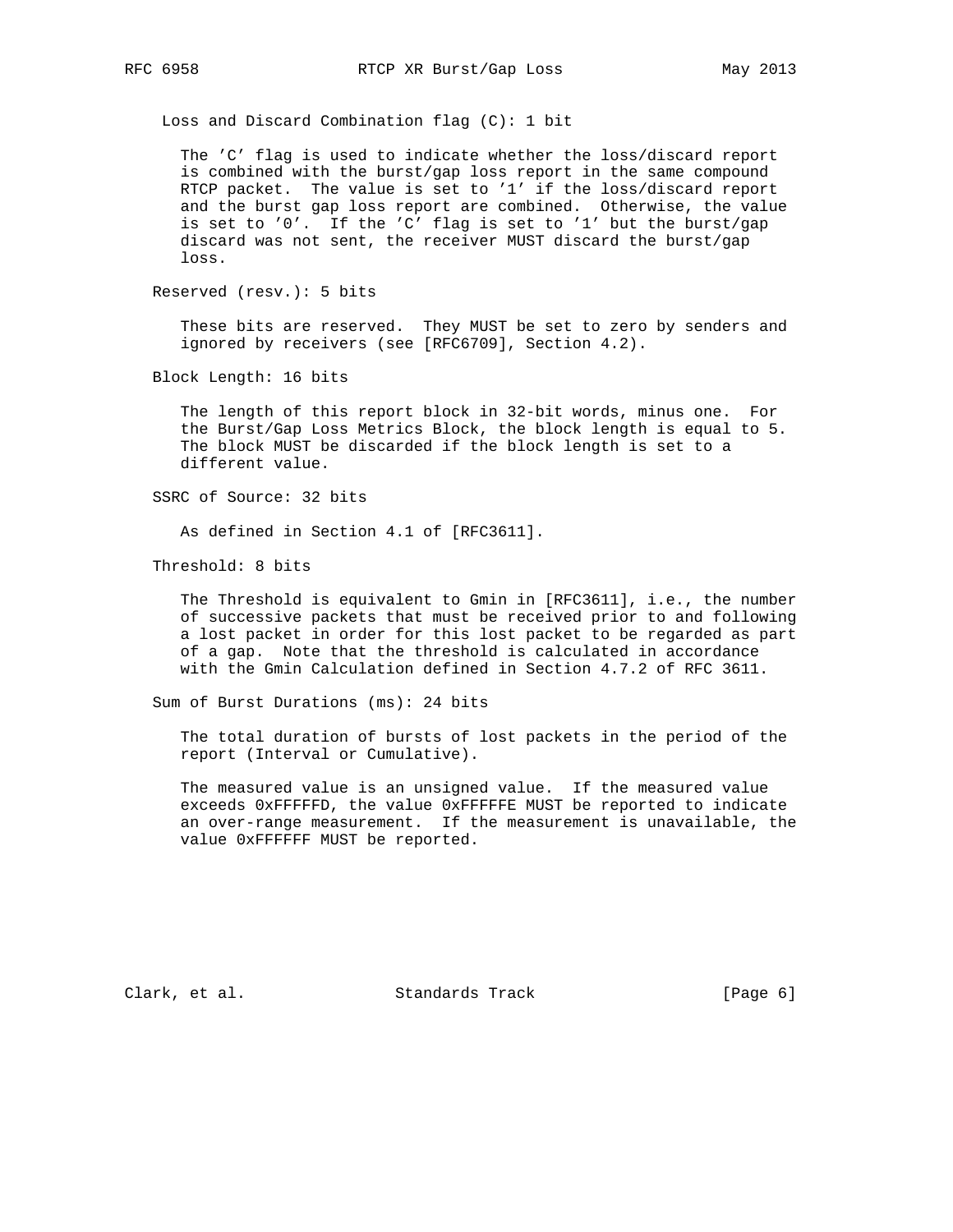Loss and Discard Combination flag (C): 1 bit

The 'C' flag is used to indicate whether the loss/discard report is combined with the burst/gap loss report in the same compound RTCP packet. The value is set to '1' if the loss/discard report and the burst gap loss report are combined. Otherwise, the value is set to '0'. If the 'C' flag is set to '1' but the burst/gap discard was not sent, the receiver MUST discard the burst/gap loss.

Reserved (resv.): 5 bits

These bits are reserved. They MUST be set to zero by senders and ignored by receivers (see [RFC6709], Section 4.2).

Block Length: 16 bits

The length of this report block in 32-bit words, minus one. For the Burst/Gap Loss Metrics Block, the block length is equal to 5. The block MUST be discarded if the block length is set to a different value.

SSRC of Source: 32 bits

As defined in Section 4.1 of [RFC3611].

Threshold: 8 bits

The Threshold is equivalent to Gmin in [RFC3611], i.e., the number of successive packets that must be received prior to and following a lost packet in order for this lost packet to be regarded as part of a gap. Note that the threshold is calculated in accordance with the Gmin Calculation defined in Section 4.7.2 of RFC 3611.

Sum of Burst Durations (ms): 24 bits

The total duration of bursts of lost packets in the period of the report (Interval or Cumulative).

The measured value is an unsigned value. If the measured value exceeds 0xFFFFFD, the value 0xFFFFFE MUST be reported to indicate an over-range measurement. If the measurement is unavailable, the value 0xFFFFFF MUST be reported.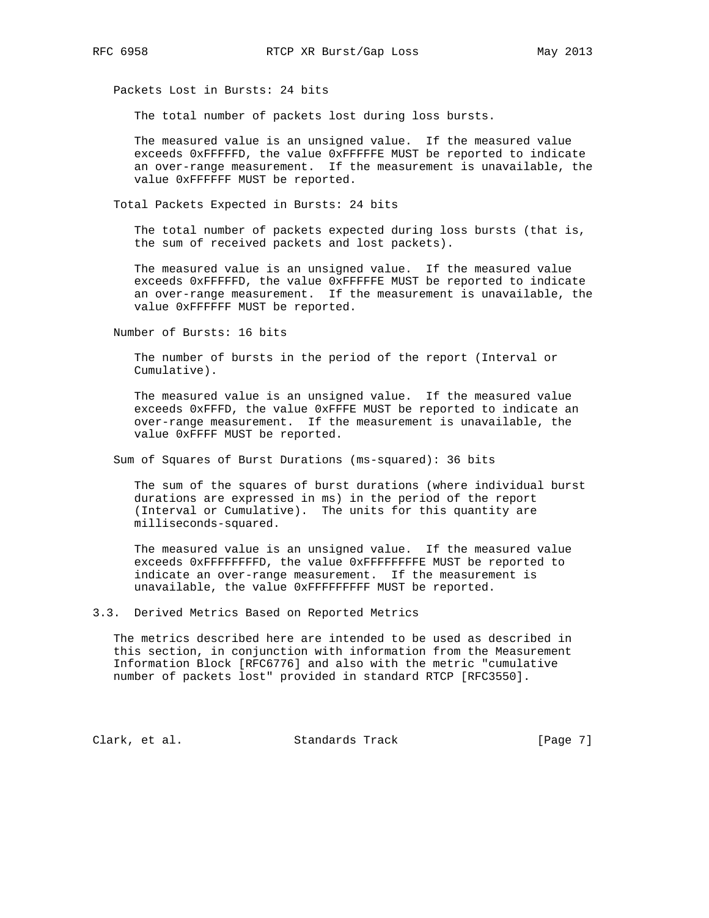Packets Lost in Bursts: 24 bits

The total number of packets lost during loss bursts.

The measured value is an unsigned value. If the measured value exceeds 0xFFFFFD, the value 0xFFFFFE MUST be reported to indicate an over-range measurement. If the measurement is unavailable, the value 0xFFFFFF MUST be reported.

Total Packets Expected in Bursts: 24 bits

The total number of packets expected during loss bursts (that is, the sum of received packets and lost packets).

The measured value is an unsigned value. If the measured value exceeds 0xFFFFFD, the value 0xFFFFFE MUST be reported to indicate an over-range measurement. If the measurement is unavailable, the value 0xFFFFFF MUST be reported.

Number of Bursts: 16 bits

The number of bursts in the period of the report (Interval or Cumulative).

The measured value is an unsigned value. If the measured value exceeds 0xFFFD, the value 0xFFFE MUST be reported to indicate an over-range measurement. If the measurement is unavailable, the value 0xFFFF MUST be reported.

Sum of Squares of Burst Durations (ms-squared): 36 bits

The sum of the squares of burst durations (where individual burst durations are expressed in ms) in the period of the report (Interval or Cumulative). The units for this quantity are milliseconds-squared.

The measured value is an unsigned value. If the measured value exceeds 0xFFFFFFFFD, the value 0xFFFFFFFFE MUST be reported to indicate an over-range measurement. If the measurement is unavailable, the value 0xFFFFFFFFF MUST be reported.

### 3.3. Derived Metrics Based on Reported Metrics

The metrics described here are intended to be used as described in this section, in conjunction with information from the Measurement Information Block [RFC6776] and also with the metric "cumulative number of packets lost" provided in standard RTCP [RFC3550].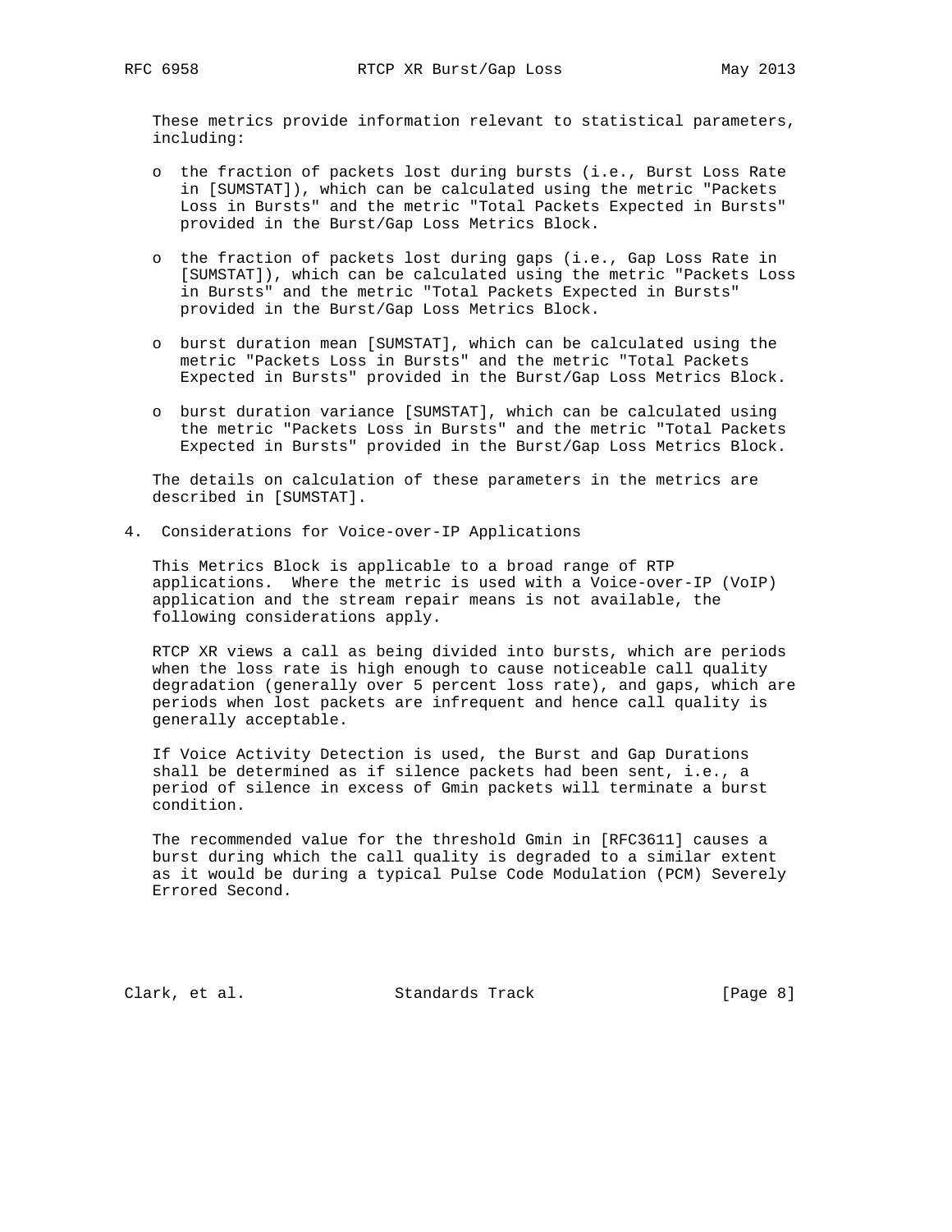These metrics provide information relevant to statistical parameters, including:

- the fraction of packets lost during bursts (i.e., Burst Loss Rate in [SUMSTAT]), which can be calculated using the metric "Packets Loss in Bursts" and the metric "Total Packets Expected in Bursts" provided in the Burst/Gap Loss Metrics Block.
- the fraction of packets lost during gaps (i.e., Gap Loss Rate in [SUMSTAT]), which can be calculated using the metric "Packets Loss in Bursts" and the metric "Total Packets Expected in Bursts" provided in the Burst/Gap Loss Metrics Block.
- burst duration mean [SUMSTAT], which can be calculated using the metric "Packets Loss in Bursts" and the metric "Total Packets Expected in Bursts" provided in the Burst/Gap Loss Metrics Block.
- burst duration variance [SUMSTAT], which can be calculated using the metric "Packets Loss in Bursts" and the metric "Total Packets Expected in Bursts" provided in the Burst/Gap Loss Metrics Block.

The details on calculation of these parameters in the metrics are described in [SUMSTAT].

## 4. Considerations for Voice-over-IP Applications

This Metrics Block is applicable to a broad range of RTP applications. Where the metric is used with a Voice-over-IP (VoIP) application and the stream repair means is not available, the following considerations apply.

RTCP XR views a call as being divided into bursts, which are periods when the loss rate is high enough to cause noticeable call quality degradation (generally over 5 percent loss rate), and gaps, which are periods when lost packets are infrequent and hence call quality is generally acceptable.

If Voice Activity Detection is used, the Burst and Gap Durations shall be determined as if silence packets had been sent, i.e., a period of silence in excess of Gmin packets will terminate a burst condition.

The recommended value for the threshold Gmin in [RFC3611] causes a burst during which the call quality is degraded to a similar extent as it would be during a typical Pulse Code Modulation (PCM) Severely Errored Second.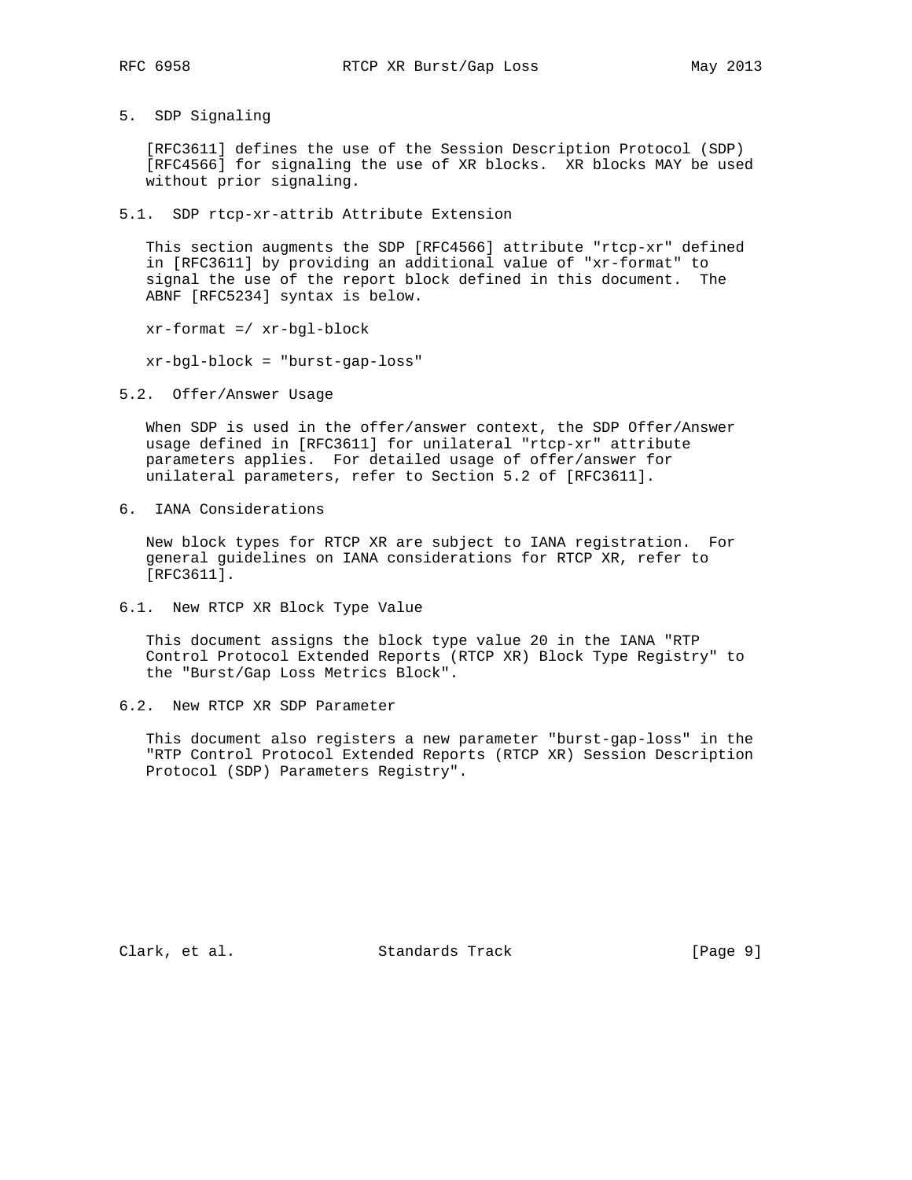## 5. SDP Signaling

[RFC3611] defines the use of the Session Description Protocol (SDP) [RFC4566] for signaling the use of XR blocks. XR blocks MAY be used without prior signaling.

### 5.1. SDP rtcp-xr-attrib Attribute Extension

This section augments the SDP [RFC4566] attribute "rtcp-xr" defined in [RFC3611] by providing an additional value of "xr-format" to signal the use of the report block defined in this document. The ABNF [RFC5234] syntax is below.

```
xr-format =/ xr-bgl-block

xr-bgl-block = "burst-gap-loss"
```

### 5.2. Offer/Answer Usage

When SDP is used in the offer/answer context, the SDP Offer/Answer usage defined in [RFC3611] for unilateral "rtcp-xr" attribute parameters applies. For detailed usage of offer/answer for unilateral parameters, refer to Section 5.2 of [RFC3611].

## 6. IANA Considerations

New block types for RTCP XR are subject to IANA registration. For general guidelines on IANA considerations for RTCP XR, refer to [RFC3611].

### 6.1. New RTCP XR Block Type Value

This document assigns the block type value 20 in the IANA "RTP Control Protocol Extended Reports (RTCP XR) Block Type Registry" to the "Burst/Gap Loss Metrics Block".

### 6.2. New RTCP XR SDP Parameter

This document also registers a new parameter "burst-gap-loss" in the "RTP Control Protocol Extended Reports (RTCP XR) Session Description Protocol (SDP) Parameters Registry".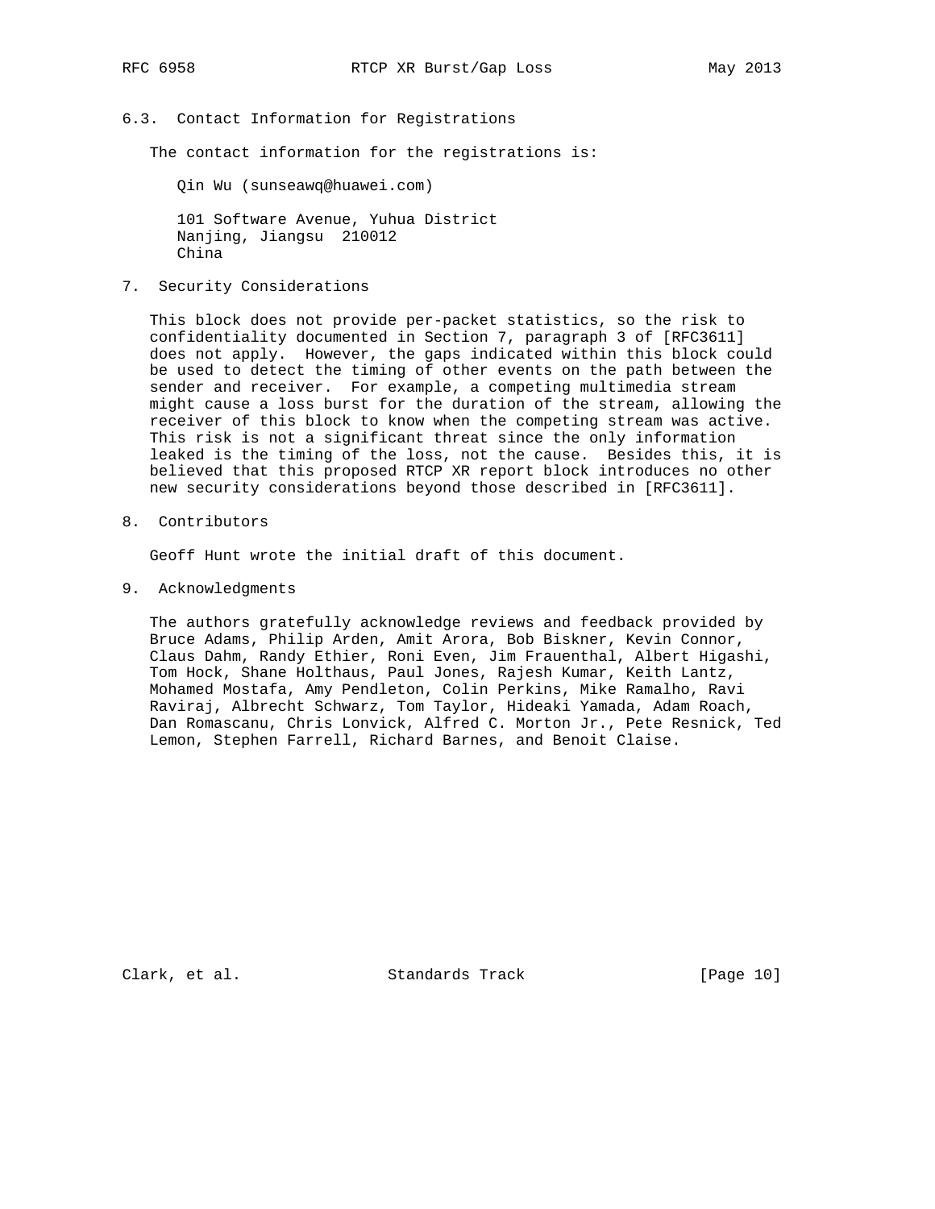### 6.3. Contact Information for Registrations

The contact information for the registrations is:

Qin Wu (sunseawq@huawei.com)

101 Software Avenue, Yuhua District
Nanjing, Jiangsu  210012
China

## 7. Security Considerations

This block does not provide per-packet statistics, so the risk to confidentiality documented in Section 7, paragraph 3 of [RFC3611] does not apply.  However, the gaps indicated within this block could be used to detect the timing of other events on the path between the sender and receiver.  For example, a competing multimedia stream might cause a loss burst for the duration of the stream, allowing the receiver of this block to know when the competing stream was active. This risk is not a significant threat since the only information leaked is the timing of the loss, not the cause.  Besides this, it is believed that this proposed RTCP XR report block introduces no other new security considerations beyond those described in [RFC3611].

## 8. Contributors

Geoff Hunt wrote the initial draft of this document.

## 9. Acknowledgments

The authors gratefully acknowledge reviews and feedback provided by Bruce Adams, Philip Arden, Amit Arora, Bob Biskner, Kevin Connor, Claus Dahm, Randy Ethier, Roni Even, Jim Frauenthal, Albert Higashi, Tom Hock, Shane Holthaus, Paul Jones, Rajesh Kumar, Keith Lantz, Mohamed Mostafa, Amy Pendleton, Colin Perkins, Mike Ramalho, Ravi Raviraj, Albrecht Schwarz, Tom Taylor, Hideaki Yamada, Adam Roach, Dan Romascanu, Chris Lonvick, Alfred C. Morton Jr., Pete Resnick, Ted Lemon, Stephen Farrell, Richard Barnes, and Benoit Claise.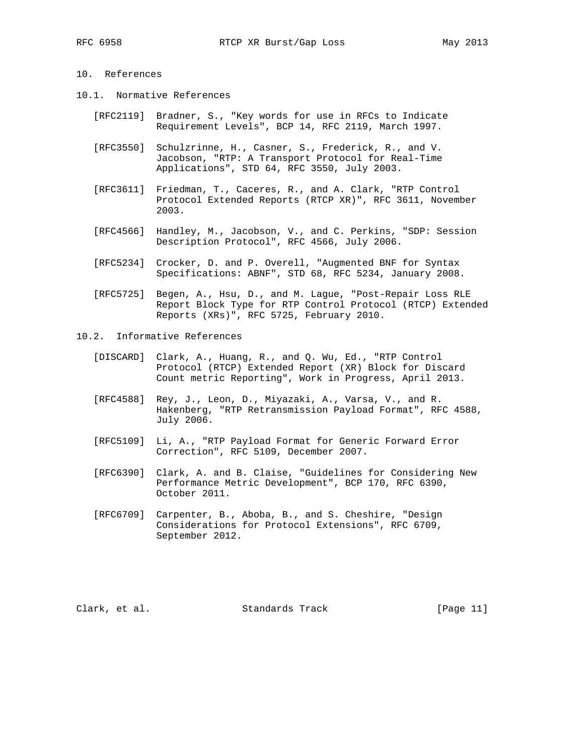## 10. References

### 10.1. Normative References

[RFC2119] Bradner, S., "Key words for use in RFCs to Indicate Requirement Levels", BCP 14, RFC 2119, March 1997.

[RFC3550] Schulzrinne, H., Casner, S., Frederick, R., and V. Jacobson, "RTP: A Transport Protocol for Real-Time Applications", STD 64, RFC 3550, July 2003.

[RFC3611] Friedman, T., Caceres, R., and A. Clark, "RTP Control Protocol Extended Reports (RTCP XR)", RFC 3611, November 2003.

[RFC4566] Handley, M., Jacobson, V., and C. Perkins, "SDP: Session Description Protocol", RFC 4566, July 2006.

[RFC5234] Crocker, D. and P. Overell, "Augmented BNF for Syntax Specifications: ABNF", STD 68, RFC 5234, January 2008.

[RFC5725] Begen, A., Hsu, D., and M. Lague, "Post-Repair Loss RLE Report Block Type for RTP Control Protocol (RTCP) Extended Reports (XRs)", RFC 5725, February 2010.

### 10.2. Informative References

[DISCARD] Clark, A., Huang, R., and Q. Wu, Ed., "RTP Control Protocol (RTCP) Extended Report (XR) Block for Discard Count metric Reporting", Work in Progress, April 2013.

[RFC4588] Rey, J., Leon, D., Miyazaki, A., Varsa, V., and R. Hakenberg, "RTP Retransmission Payload Format", RFC 4588, July 2006.

[RFC5109] Li, A., "RTP Payload Format for Generic Forward Error Correction", RFC 5109, December 2007.

[RFC6390] Clark, A. and B. Claise, "Guidelines for Considering New Performance Metric Development", BCP 170, RFC 6390, October 2011.

[RFC6709] Carpenter, B., Aboba, B., and S. Cheshire, "Design Considerations for Protocol Extensions", RFC 6709, September 2012.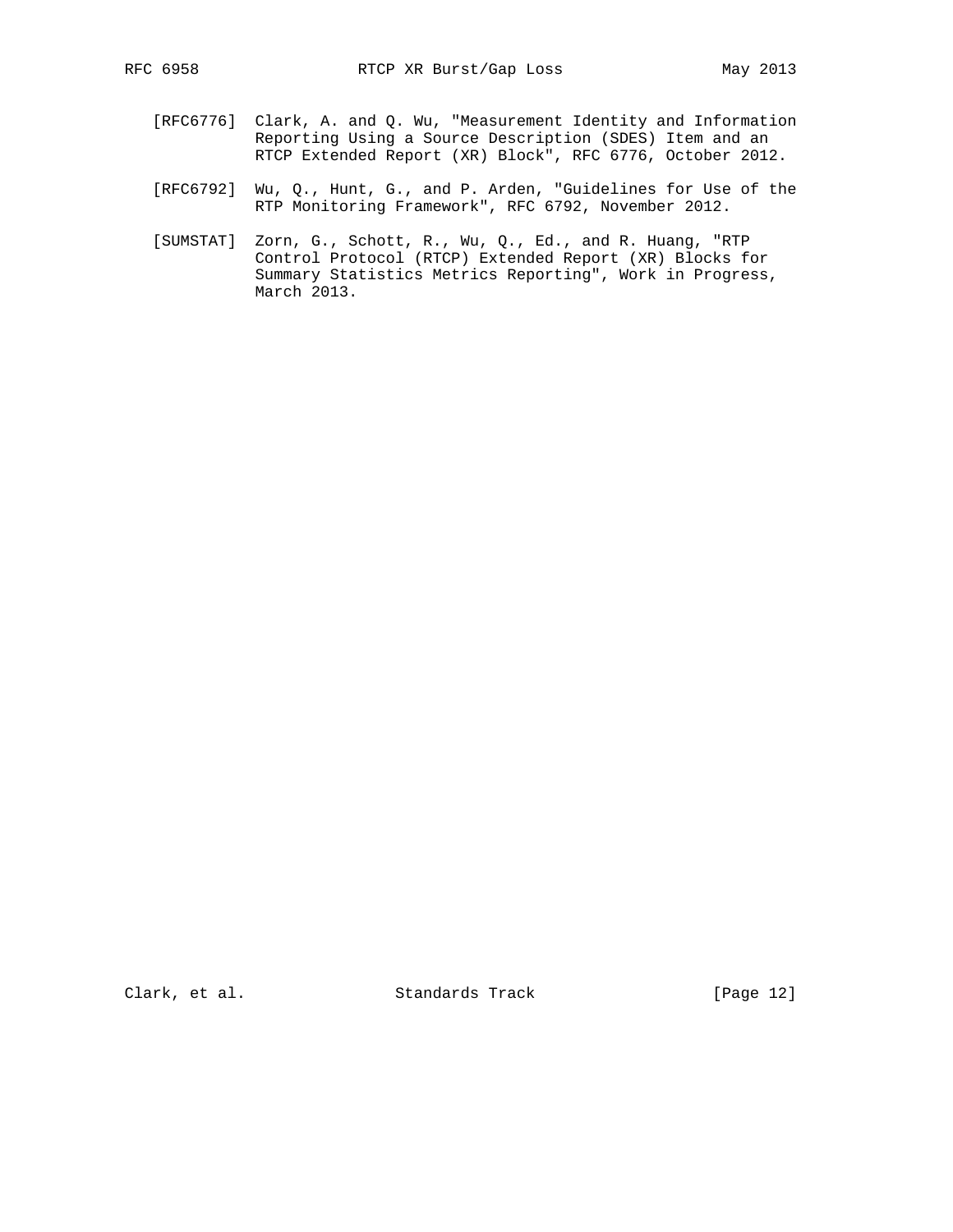[RFC6776] Clark, A. and Q. Wu, "Measurement Identity and Information Reporting Using a Source Description (SDES) Item and an RTCP Extended Report (XR) Block", RFC 6776, October 2012.

[RFC6792] Wu, Q., Hunt, G., and P. Arden, "Guidelines for Use of the RTP Monitoring Framework", RFC 6792, November 2012.

[SUMSTAT] Zorn, G., Schott, R., Wu, Q., Ed., and R. Huang, "RTP Control Protocol (RTCP) Extended Report (XR) Blocks for Summary Statistics Metrics Reporting", Work in Progress, March 2013.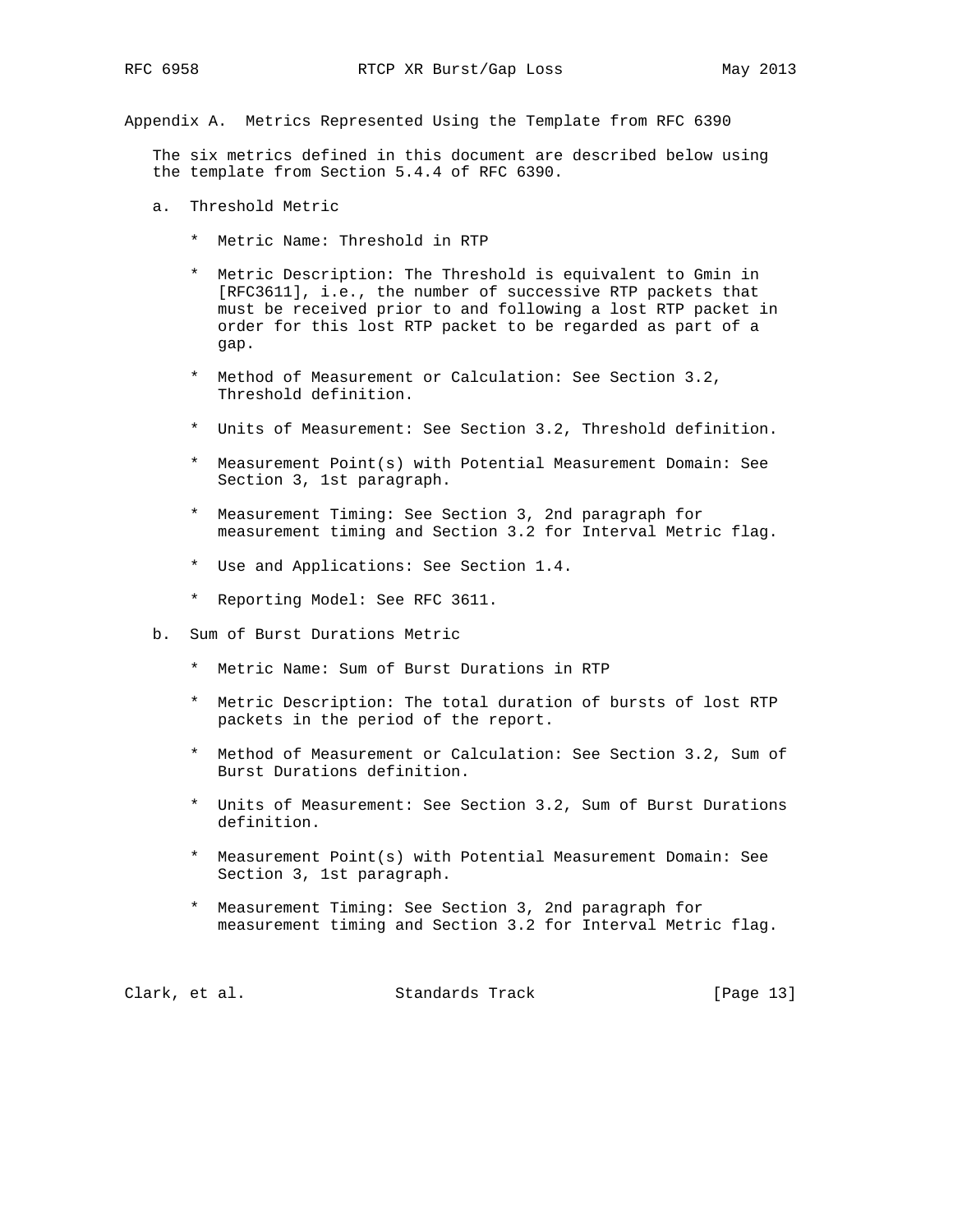## Appendix A. Metrics Represented Using the Template from RFC 6390

The six metrics defined in this document are described below using the template from Section 5.4.4 of RFC 6390.

a. Threshold Metric

   * Metric Name: Threshold in RTP

   * Metric Description: The Threshold is equivalent to Gmin in [RFC3611], i.e., the number of successive RTP packets that must be received prior to and following a lost RTP packet in order for this lost RTP packet to be regarded as part of a gap.

   * Method of Measurement or Calculation: See Section 3.2, Threshold definition.

   * Units of Measurement: See Section 3.2, Threshold definition.

   * Measurement Point(s) with Potential Measurement Domain: See Section 3, 1st paragraph.

   * Measurement Timing: See Section 3, 2nd paragraph for measurement timing and Section 3.2 for Interval Metric flag.

   * Use and Applications: See Section 1.4.

   * Reporting Model: See RFC 3611.

b. Sum of Burst Durations Metric

   * Metric Name: Sum of Burst Durations in RTP

   * Metric Description: The total duration of bursts of lost RTP packets in the period of the report.

   * Method of Measurement or Calculation: See Section 3.2, Sum of Burst Durations definition.

   * Units of Measurement: See Section 3.2, Sum of Burst Durations definition.

   * Measurement Point(s) with Potential Measurement Domain: See Section 3, 1st paragraph.

   * Measurement Timing: See Section 3, 2nd paragraph for measurement timing and Section 3.2 for Interval Metric flag.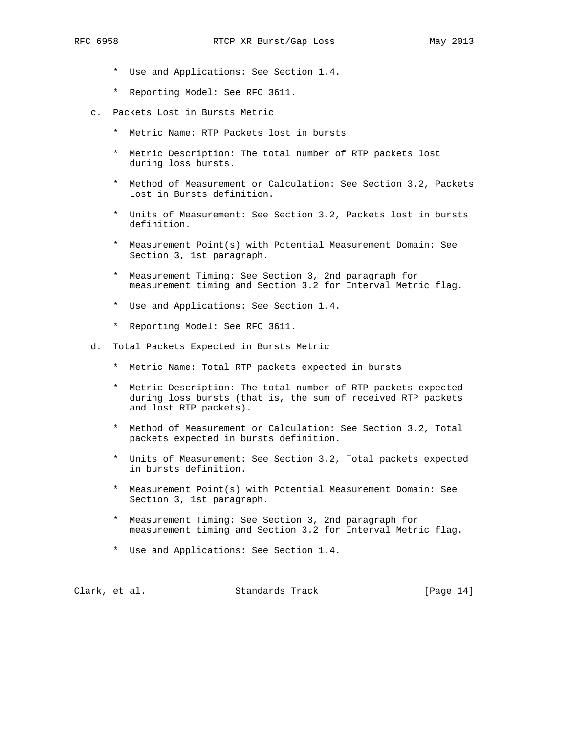* Use and Applications: See Section 1.4.

* Reporting Model: See RFC 3611.

c. Packets Lost in Bursts Metric

  * Metric Name: RTP Packets lost in bursts

  * Metric Description: The total number of RTP packets lost during loss bursts.

  * Method of Measurement or Calculation: See Section 3.2, Packets Lost in Bursts definition.

  * Units of Measurement: See Section 3.2, Packets lost in bursts definition.

  * Measurement Point(s) with Potential Measurement Domain: See Section 3, 1st paragraph.

  * Measurement Timing: See Section 3, 2nd paragraph for measurement timing and Section 3.2 for Interval Metric flag.

  * Use and Applications: See Section 1.4.

  * Reporting Model: See RFC 3611.

d. Total Packets Expected in Bursts Metric

  * Metric Name: Total RTP packets expected in bursts

  * Metric Description: The total number of RTP packets expected during loss bursts (that is, the sum of received RTP packets and lost RTP packets).

  * Method of Measurement or Calculation: See Section 3.2, Total packets expected in bursts definition.

  * Units of Measurement: See Section 3.2, Total packets expected in bursts definition.

  * Measurement Point(s) with Potential Measurement Domain: See Section 3, 1st paragraph.

  * Measurement Timing: See Section 3, 2nd paragraph for measurement timing and Section 3.2 for Interval Metric flag.

  * Use and Applications: See Section 1.4.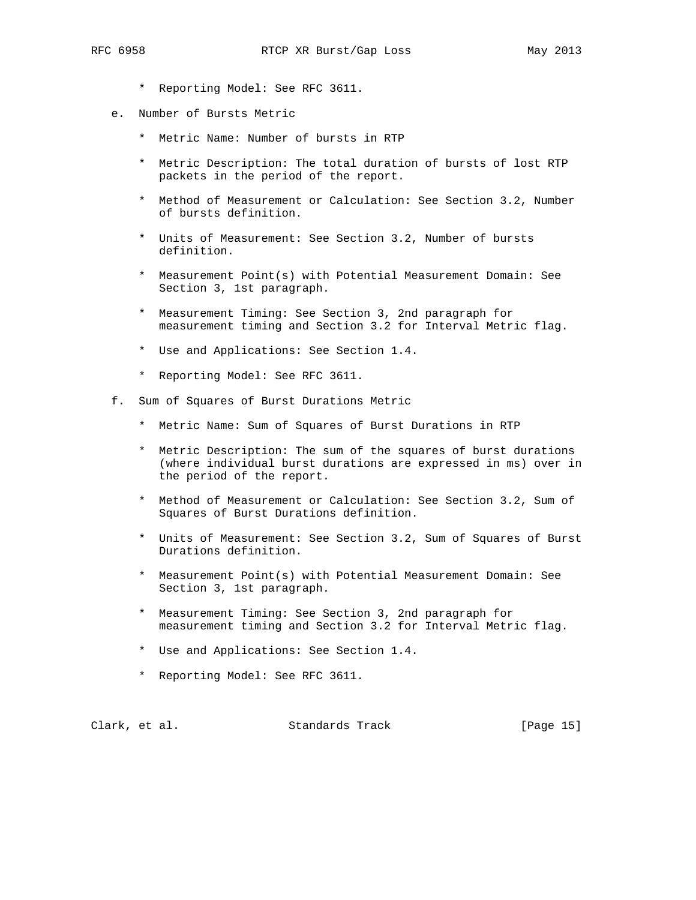* Reporting Model: See RFC 3611.

e. Number of Bursts Metric

   * Metric Name: Number of bursts in RTP

   * Metric Description: The total duration of bursts of lost RTP packets in the period of the report.

   * Method of Measurement or Calculation: See Section 3.2, Number of bursts definition.

   * Units of Measurement: See Section 3.2, Number of bursts definition.

   * Measurement Point(s) with Potential Measurement Domain: See Section 3, 1st paragraph.

   * Measurement Timing: See Section 3, 2nd paragraph for measurement timing and Section 3.2 for Interval Metric flag.

   * Use and Applications: See Section 1.4.

   * Reporting Model: See RFC 3611.

f. Sum of Squares of Burst Durations Metric

   * Metric Name: Sum of Squares of Burst Durations in RTP

   * Metric Description: The sum of the squares of burst durations (where individual burst durations are expressed in ms) over in the period of the report.

   * Method of Measurement or Calculation: See Section 3.2, Sum of Squares of Burst Durations definition.

   * Units of Measurement: See Section 3.2, Sum of Squares of Burst Durations definition.

   * Measurement Point(s) with Potential Measurement Domain: See Section 3, 1st paragraph.

   * Measurement Timing: See Section 3, 2nd paragraph for measurement timing and Section 3.2 for Interval Metric flag.

   * Use and Applications: See Section 1.4.

   * Reporting Model: See RFC 3611.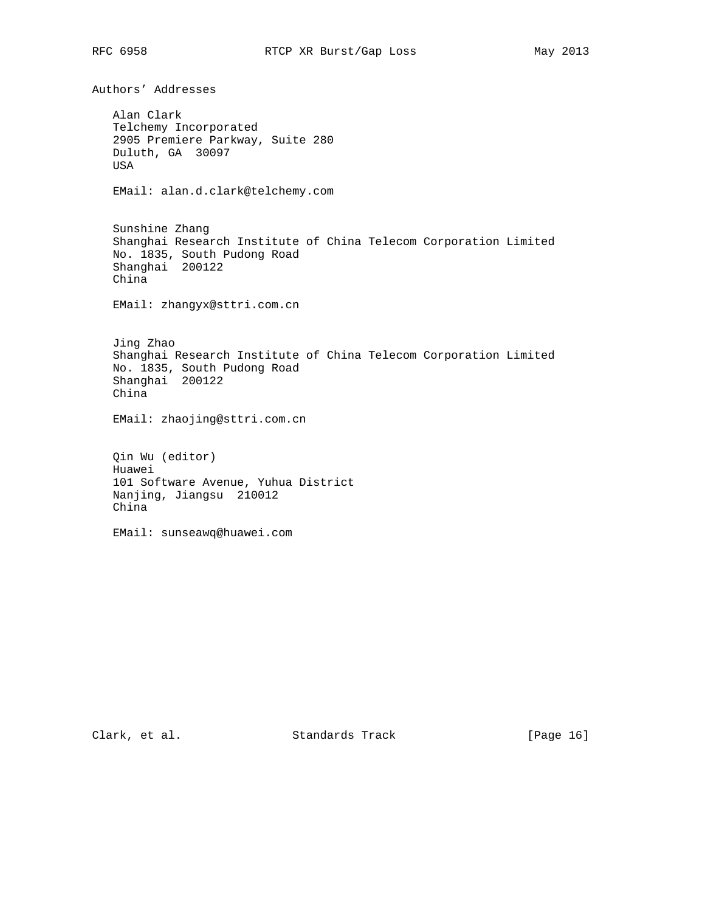## Authors' Addresses

Alan Clark
Telchemy Incorporated
2905 Premiere Parkway, Suite 280
Duluth, GA 30097
USA

EMail: alan.d.clark@telchemy.com

Sunshine Zhang
Shanghai Research Institute of China Telecom Corporation Limited
No. 1835, South Pudong Road
Shanghai 200122
China

EMail: zhangyx@sttri.com.cn

Jing Zhao
Shanghai Research Institute of China Telecom Corporation Limited
No. 1835, South Pudong Road
Shanghai 200122
China

EMail: zhaojing@sttri.com.cn

Qin Wu (editor)
Huawei
101 Software Avenue, Yuhua District
Nanjing, Jiangsu 210012
China

EMail: sunseawq@huawei.com